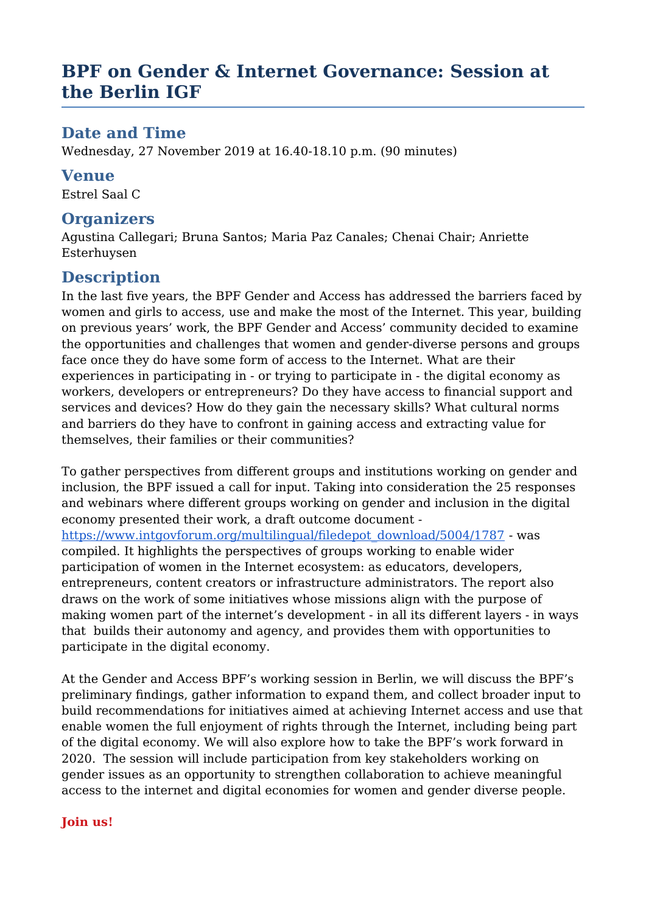# BPF on Gender & Internet Governance: Session at the Berlin IGF

## Date and Time

Wednesday, 27 November 2019 at 16.40-18.10 p.m. (90 minutes)

## Venue

Estrel Saal C

## Organizers

Agustina Callegari; Bruna Santos; Maria Paz Canales; Chenai Chair; Anriette Esterhuysen

## Description

In the last five years, the BPF Gender and Access has addressed the barriers faced by women and girls to access, use and make the most of the Internet. This year, building on previous years' work, the BPF Gender and Access' community decided to examine the opportunities and challenges that women and gender-diverse persons and groups face once they do have some form of access to the Internet. What are their experiences in participating in - or trying to participate in - the digital economy as workers, developers or entrepreneurs? Do they have access to financial support and services and devices? How do they gain the necessary skills? What cultural norms and barriers do they have to confront in gaining access and extracting value for themselves, their families or their communities?

To gather perspectives from different groups and institutions working on gender and inclusion, the BPF issued a call for input. Taking into consideration the 25 responses and webinars where different groups working on gender and inclusion in the digital economy presented their work, a draft outcome document - [https://www.intgovforum.org/multilingual/filedepot_download/5004/1787](https://www.intgovforum.org/multilingual/filedepot_download/5004/1787) - was compiled. It highlights the perspectives of groups working to enable wider participation of women in the Internet ecosystem: as educators, developers, entrepreneurs, content creators or infrastructure administrators. The report also draws on the work of some initiatives whose missions align with the purpose of making women part of the internet's development - in all its different layers - in ways that builds their autonomy and agency, and provides them with opportunities to participate in the digital economy.

At the Gender and Access BPF's working session in Berlin, we will discuss the BPF's preliminary findings, gather information to expand them, and collect broader input to build recommendations for initiatives aimed at achieving Internet access and use that enable women the full enjoyment of rights through the Internet, including being part of the digital economy. We will also explore how to take the BPF's work forward in 2020. The session will include participation from key stakeholders working on gender issues as an opportunity to strengthen collaboration to achieve meaningful access to the internet and digital economies for women and gender diverse people.

**Join us!**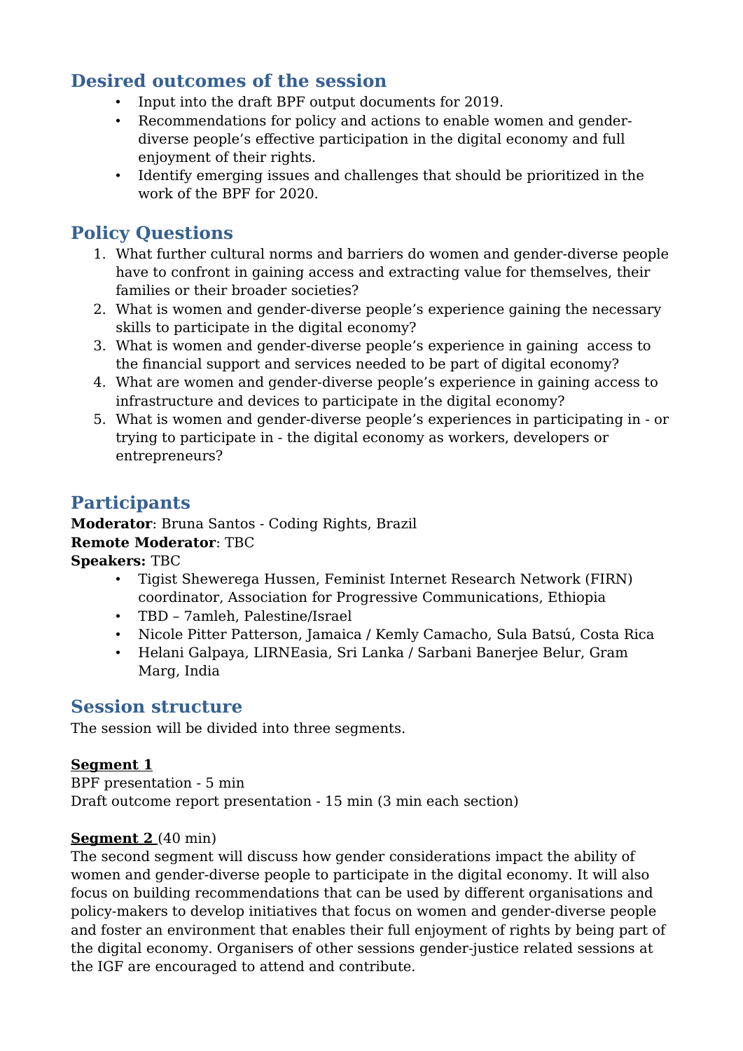## Desired outcomes of the session

- Input into the draft BPF output documents for 2019.
- Recommendations for policy and actions to enable women and gender-diverse people's effective participation in the digital economy and full enjoyment of their rights.
- Identify emerging issues and challenges that should be prioritized in the work of the BPF for 2020.

## Policy Questions

1. What further cultural norms and barriers do women and gender-diverse people have to confront in gaining access and extracting value for themselves, their families or their broader societies?
2. What is women and gender-diverse people's experience gaining the necessary skills to participate in the digital economy?
3. What is women and gender-diverse people's experience in gaining access to the financial support and services needed to be part of digital economy?
4. What are women and gender-diverse people's experience in gaining access to infrastructure and devices to participate in the digital economy?
5. What is women and gender-diverse people's experiences in participating in - or trying to participate in - the digital economy as workers, developers or entrepreneurs?

## Participants

**Moderator**: Bruna Santos - Coding Rights, Brazil
**Remote Moderator**: TBC
**Speakers:** TBC

- Tigist Sheweregа Hussen, Feminist Internet Research Network (FIRN) coordinator, Association for Progressive Communications, Ethiopia
- TBD – 7amleh, Palestine/Israel
- Nicole Pitter Patterson, Jamaica / Kemly Camacho, Sula Batsú, Costa Rica
- Helani Galpaya, LIRNEasia, Sri Lanka / Sarbani Banerjee Belur, Gram Marg, India

## Session structure

The session will be divided into three segments.

**Segment 1**
BPF presentation - 5 min
Draft outcome report presentation - 15 min (3 min each section)

**Segment 2** (40 min)
The second segment will discuss how gender considerations impact the ability of women and gender-diverse people to participate in the digital economy. It will also focus on building recommendations that can be used by different organisations and policy-makers to develop initiatives that focus on women and gender-diverse people and foster an environment that enables their full enjoyment of rights by being part of the digital economy. Organisers of other sessions gender-justice related sessions at the IGF are encouraged to attend and contribute.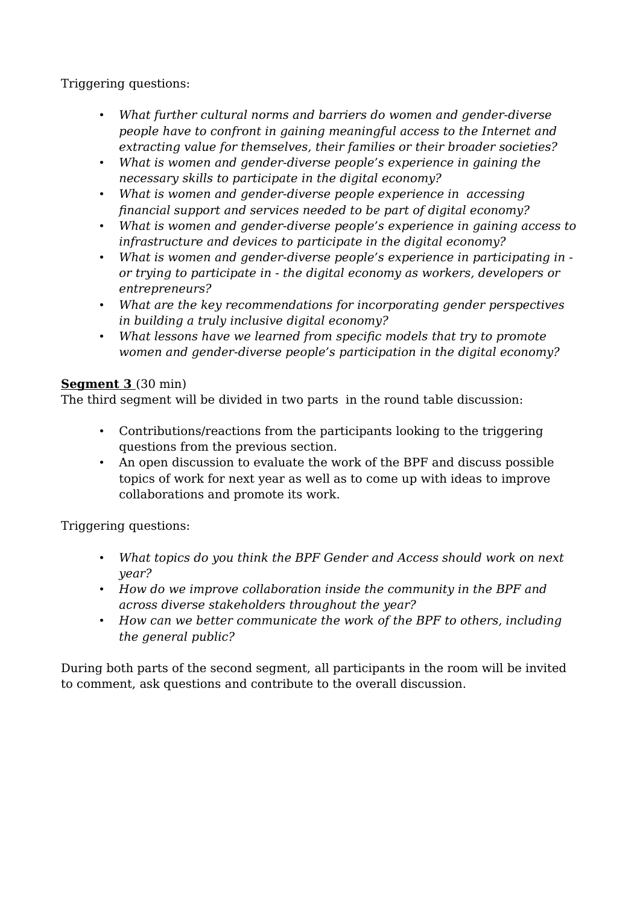Triggering questions:

- *What further cultural norms and barriers do women and gender-diverse people have to confront in gaining meaningful access to the Internet and extracting value for themselves, their families or their broader societies?*
- *What is women and gender-diverse people's experience in gaining the necessary skills to participate in the digital economy?*
- *What is women and gender-diverse people experience in accessing financial support and services needed to be part of digital economy?*
- *What is women and gender-diverse people's experience in gaining access to infrastructure and devices to participate in the digital economy?*
- *What is women and gender-diverse people's experience in participating in - or trying to participate in - the digital economy as workers, developers or entrepreneurs?*
- *What are the key recommendations for incorporating gender perspectives in building a truly inclusive digital economy?*
- *What lessons have we learned from specific models that try to promote women and gender-diverse people's participation in the digital economy?*

**Segment 3** (30 min)
The third segment will be divided in two parts in the round table discussion:

- Contributions/reactions from the participants looking to the triggering questions from the previous section.
- An open discussion to evaluate the work of the BPF and discuss possible topics of work for next year as well as to come up with ideas to improve collaborations and promote its work.

Triggering questions:

- *What topics do you think the BPF Gender and Access should work on next year?*
- *How do we improve collaboration inside the community in the BPF and across diverse stakeholders throughout the year?*
- *How can we better communicate the work of the BPF to others, including the general public?*

During both parts of the second segment, all participants in the room will be invited to comment, ask questions and contribute to the overall discussion.